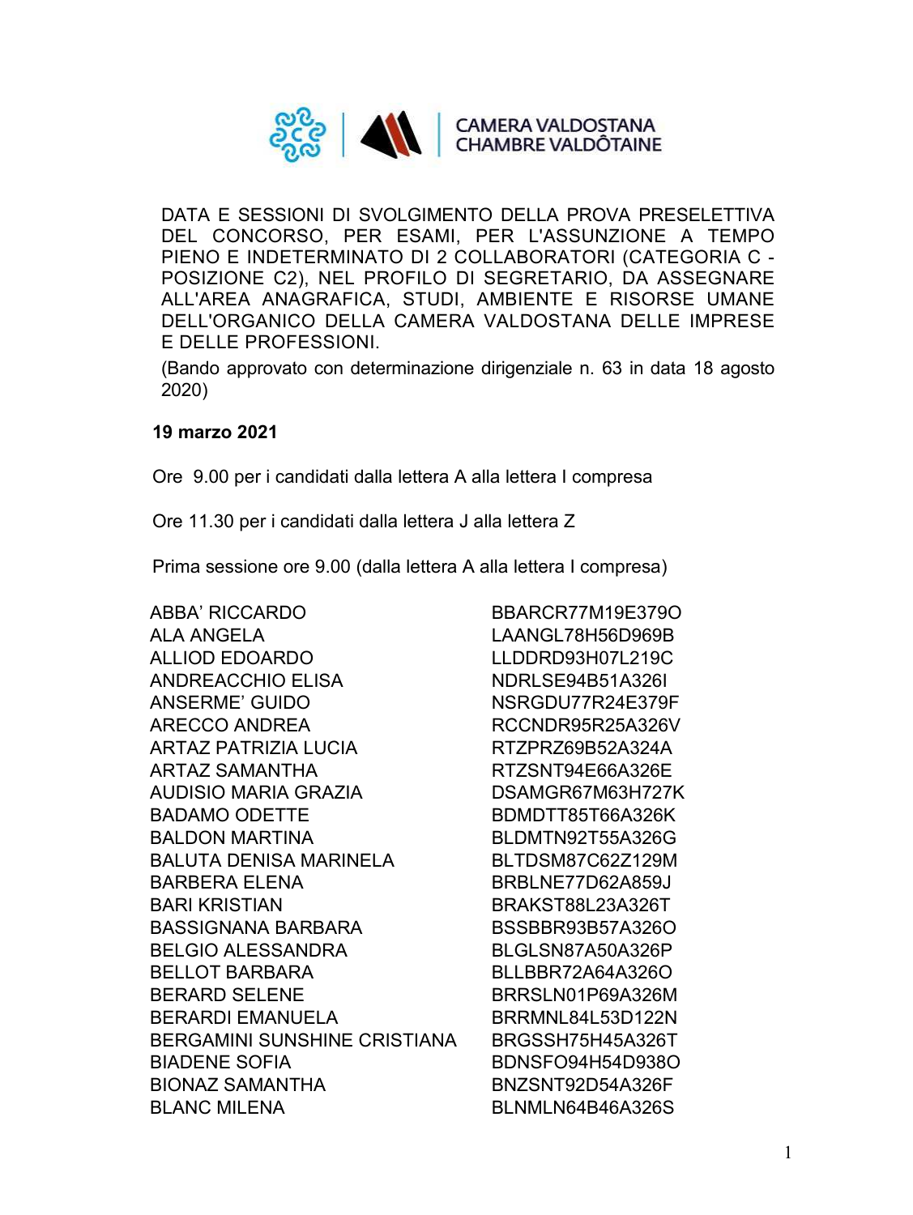CAMERA VALDOSTANA
CHAMBRE VALDÔTAINE

DATA E SESSIONI DI SVOLGIMENTO DELLA PROVA PRESELETTIVA DEL CONCORSO, PER ESAMI, PER L'ASSUNZIONE A TEMPO PIENO E INDETERMINATO DI 2 COLLABORATORI (CATEGORIA C - POSIZIONE C2), NEL PROFILO DI SEGRETARIO, DA ASSEGNARE ALL'AREA ANAGRAFICA, STUDI, AMBIENTE E RISORSE UMANE DELL'ORGANICO DELLA CAMERA VALDOSTANA DELLE IMPRESE E DELLE PROFESSIONI.

(Bando approvato con determinazione dirigenziale n. 63 in data 18 agosto 2020)

**19 marzo 2021**

Ore 9.00 per i candidati dalla lettera A alla lettera I compresa

Ore 11.30 per i candidati dalla lettera J alla lettera Z

Prima sessione ore 9.00 (dalla lettera A alla lettera I compresa)

| | |
|---|---|
| ABBA' RICCARDO | BBARCR77M19E379O |
| ALA ANGELA | LAANGL78H56D969B |
| ALLIOD EDOARDO | LLDDRD93H07L219C |
| ANDREACCHIO ELISA | NDRLSE94B51A326I |
| ANSERME' GUIDO | NSRGDU77R24E379F |
| ARECCO ANDREA | RCCNDR95R25A326V |
| ARTAZ PATRIZIA LUCIA | RTZPRZ69B52A324A |
| ARTAZ SAMANTHA | RTZSNT94E66A326E |
| AUDISIO MARIA GRAZIA | DSAMGR67M63H727K |
| BADAMO ODETTE | BDMDTT85T66A326K |
| BALDON MARTINA | BLDMTN92T55A326G |
| BALUTA DENISA MARINELA | BLTDSM87C62Z129M |
| BARBERA ELENA | BRBLNE77D62A859J |
| BARI KRISTIAN | BRAKST88L23A326T |
| BASSIGNANA BARBARA | BSSBBR93B57A326O |
| BELGIO ALESSANDRA | BLGLSN87A50A326P |
| BELLOT BARBARA | BLLBBR72A64A326O |
| BERARD SELENE | BRRSLN01P69A326M |
| BERARDI EMANUELA | BRRMNL84L53D122N |
| BERGAMINI SUNSHINE CRISTIANA | BRGSSH75H45A326T |
| BIADENE SOFIA | BDNSFO94H54D938O |
| BIONAZ SAMANTHA | BNZSNT92D54A326F |
| BLANC MILENA | BLNMLN64B46A326S |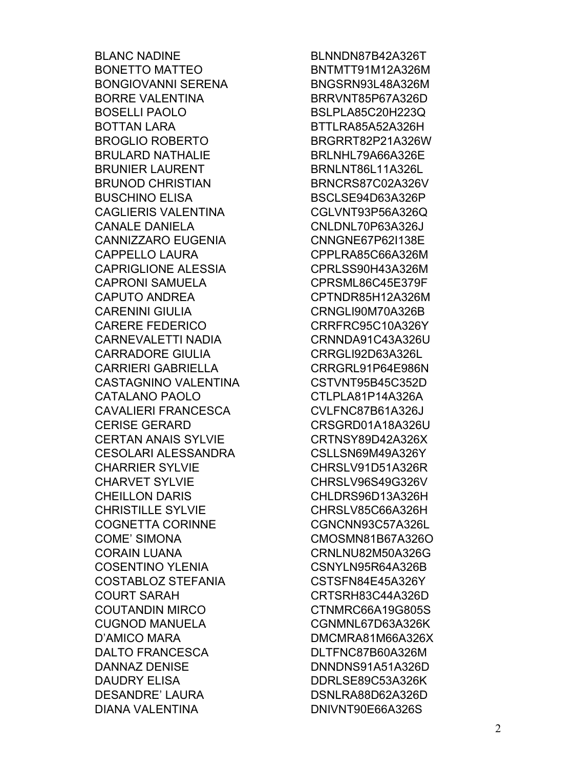| | |
|---|---|
| BLANC NADINE | BLNNDN87B42A326T |
| BONETTO MATTEO | BNTMTT91M12A326M |
| BONGIOVANNI SERENA | BNGSRN93L48A326M |
| BORRE VALENTINA | BRRVNT85P67A326D |
| BOSELLI PAOLO | BSLPLA85C20H223Q |
| BOTTAN LARA | BTTLRA85A52A326H |
| BROGLIO ROBERTO | BRGRRT82P21A326W |
| BRULARD NATHALIE | BRLNHL79A66A326E |
| BRUNIER LAURENT | BRNLNT86L11A326L |
| BRUNOD CHRISTIAN | BRNCRS87C02A326V |
| BUSCHINO ELISA | BSCLSE94D63A326P |
| CAGLIERIS VALENTINA | CGLVNT93P56A326Q |
| CANALE DANIELA | CNLDNL70P63A326J |
| CANNIZZARO EUGENIA | CNNGNE67P62I138E |
| CAPPELLO LAURA | CPPLRA85C66A326M |
| CAPRIGLIONE ALESSIA | CPRLSS90H43A326M |
| CAPRONI SAMUELA | CPRSML86C45E379F |
| CAPUTO ANDREA | CPTNDR85H12A326M |
| CARENINI GIULIA | CRNGLI90M70A326B |
| CARERE FEDERICO | CRRFRC95C10A326Y |
| CARNEVALETTI NADIA | CRNNDA91C43A326U |
| CARRADORE GIULIA | CRRGLI92D63A326L |
| CARRIERI GABRIELLA | CRRGRL91P64E986N |
| CASTAGNINO VALENTINA | CSTVNT95B45C352D |
| CATALANO PAOLO | CTLPLA81P14A326A |
| CAVALIERI FRANCESCA | CVLFNC87B61A326J |
| CERISE GERARD | CRSGRD01A18A326U |
| CERTAN ANAIS SYLVIE | CRTNSY89D42A326X |
| CESOLARI ALESSANDRA | CSLLSN69M49A326Y |
| CHARRIER SYLVIE | CHRSLV91D51A326R |
| CHARVET SYLVIE | CHRSLV96S49G326V |
| CHEILLON DARIS | CHLDRS96D13A326H |
| CHRISTILLE SYLVIE | CHRSLV85C66A326H |
| COGNETTA CORINNE | CGNCNN93C57A326L |
| COME' SIMONA | CMOSMN81B67A326O |
| CORAIN LUANA | CRNLNU82M50A326G |
| COSENTINO YLENIA | CSNYLN95R64A326B |
| COSTABLOZ STEFANIA | CSTSFN84E45A326Y |
| COURT SARAH | CRTSRH83C44A326D |
| COUTANDIN MIRCO | CTNMRC66A19G805S |
| CUGNOD MANUELA | CGNMNL67D63A326K |
| D'AMICO MARA | DMCMRA81M66A326X |
| DALTO FRANCESCA | DLTFNC87B60A326M |
| DANNAZ DENISE | DNNDNS91A51A326D |
| DAUDRY ELISA | DDRLSE89C53A326K |
| DESANDRE' LAURA | DSNLRA88D62A326D |
| DIANA VALENTINA | DNIVNT90E66A326S |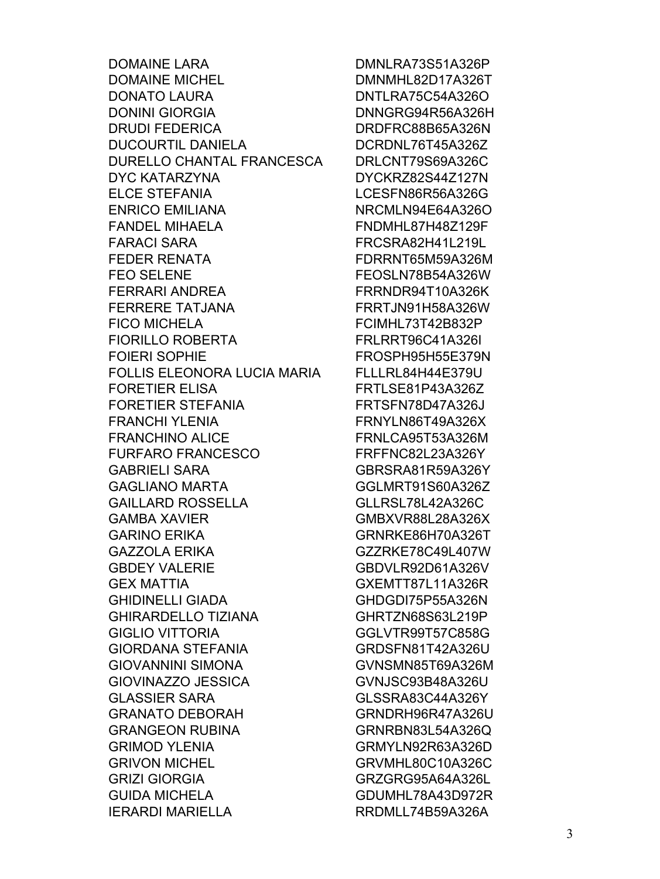| | |
|---|---|
| DOMAINE LARA | DMNLRA73S51A326P |
| DOMAINE MICHEL | DMNMHL82D17A326T |
| DONATO LAURA | DNTLRA75C54A326O |
| DONINI GIORGIA | DNNGRG94R56A326H |
| DRUDI FEDERICA | DRDFRC88B65A326N |
| DUCOURTIL DANIELA | DCRDNL76T45A326Z |
| DURELLO CHANTAL FRANCESCA | DRLCNT79S69A326C |
| DYC KATARZYNA | DYCKRZ82S44Z127N |
| ELCE STEFANIA | LCESFN86R56A326G |
| ENRICO EMILIANA | NRCMLN94E64A326O |
| FANDEL MIHAELA | FNDMHL87H48Z129F |
| FARACI SARA | FRCSRA82H41L219L |
| FEDER RENATA | FDRRNT65M59A326M |
| FEO SELENE | FEOSLN78B54A326W |
| FERRARI ANDREA | FRRNDR94T10A326K |
| FERRERE TATJANA | FRRTJN91H58A326W |
| FICO MICHELA | FCIMHL73T42B832P |
| FIORILLO ROBERTA | FRLRRT96C41A326I |
| FOIERI SOPHIE | FROSPH95H55E379N |
| FOLLIS ELEONORA LUCIA MARIA | FLLLRL84H44E379U |
| FORETIER ELISA | FRTLSE81P43A326Z |
| FORETIER STEFANIA | FRTSFN78D47A326J |
| FRANCHI YLENIA | FRNYLN86T49A326X |
| FRANCHINO ALICE | FRNLCA95T53A326M |
| FURFARO FRANCESCO | FRFFNC82L23A326Y |
| GABRIELI SARA | GBRSRA81R59A326Y |
| GAGLIANO MARTA | GGLMRT91S60A326Z |
| GAILLARD ROSSELLA | GLLRSL78L42A326C |
| GAMBA XAVIER | GMBXVR88L28A326X |
| GARINO ERIKA | GRNRKE86H70A326T |
| GAZZOLA ERIKA | GZZRKE78C49L407W |
| GBDEY VALERIE | GBDVLR92D61A326V |
| GEX MATTIA | GXEMTT87L11A326R |
| GHIDINELLI GIADA | GHDGDI75P55A326N |
| GHIRARDELLO TIZIANA | GHRTZN68S63L219P |
| GIGLIO VITTORIA | GGLVTR99T57C858G |
| GIORDANA STEFANIA | GRDSFN81T42A326U |
| GIOVANNINI SIMONA | GVNSMN85T69A326M |
| GIOVINAZZO JESSICA | GVNJSC93B48A326U |
| GLASSIER SARA | GLSSRA83C44A326Y |
| GRANATO DEBORAH | GRNDRH96R47A326U |
| GRANGEON RUBINA | GRNRBN83L54A326Q |
| GRIMOD YLENIA | GRMYLN92R63A326D |
| GRIVON MICHEL | GRVMHL80C10A326C |
| GRIZI GIORGIA | GRZGRG95A64A326L |
| GUIDA MICHELA | GDUMHL78A43D972R |
| IERARDI MARIELLA | RRDMLL74B59A326A |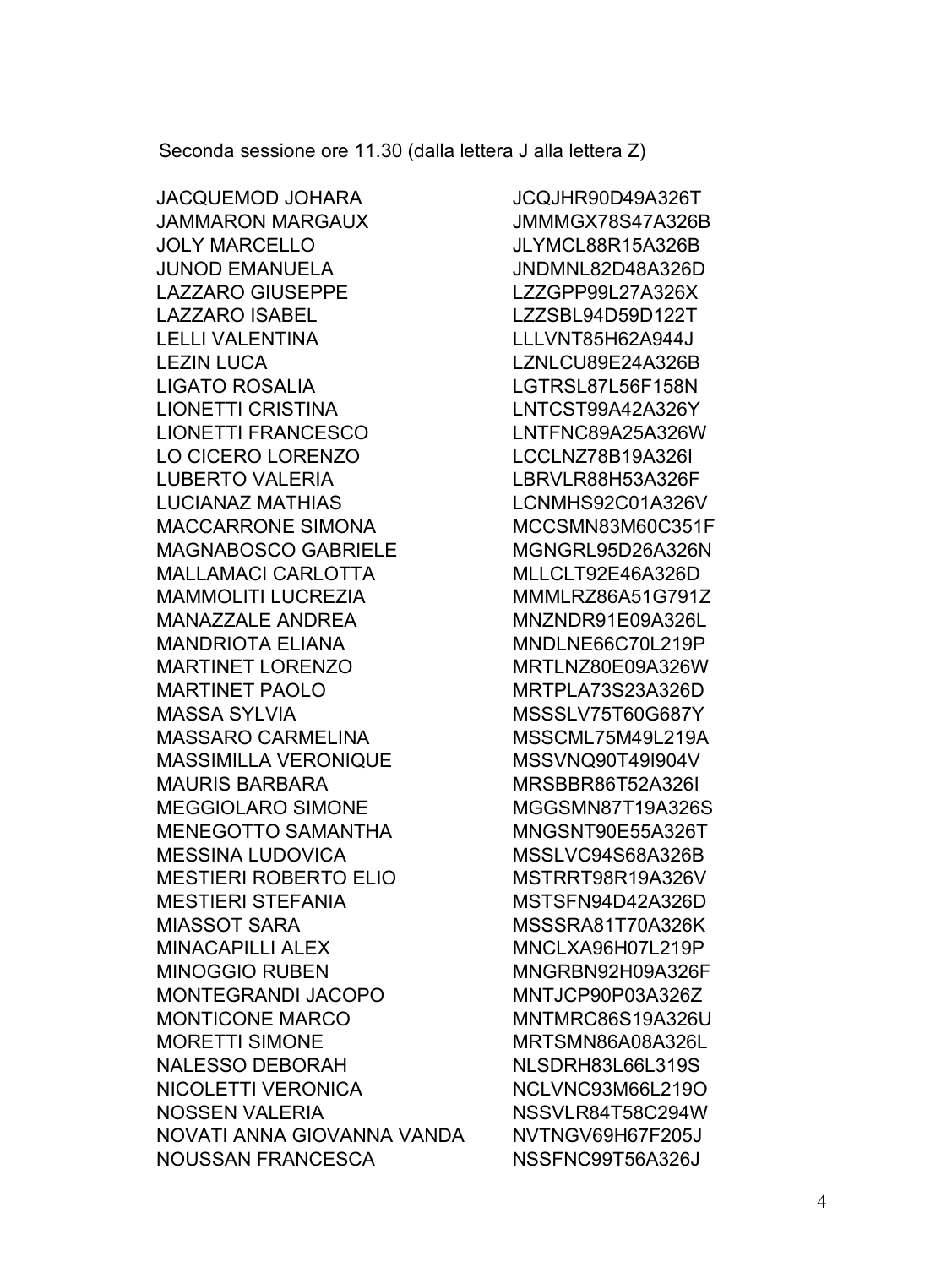Seconda sessione ore 11.30 (dalla lettera J alla lettera Z)

| | |
|---|---|
| JACQUEMOD JOHARA | JCQJHR90D49A326T |
| JAMMARON MARGAUX | JMMMGX78S47A326B |
| JOLY MARCELLO | JLYMCL88R15A326B |
| JUNOD EMANUELA | JNDMNL82D48A326D |
| LAZZARO GIUSEPPE | LZZGPP99L27A326X |
| LAZZARO ISABEL | LZZSBL94D59D122T |
| LELLI VALENTINA | LLLVNT85H62A944J |
| LEZIN LUCA | LZNLCU89E24A326B |
| LIGATO ROSALIA | LGTRSL87L56F158N |
| LIONETTI CRISTINA | LNTCST99A42A326Y |
| LIONETTI FRANCESCO | LNTFNC89A25A326W |
| LO CICERO LORENZO | LCCLNZ78B19A326I |
| LUBERTO VALERIA | LBRVLR88H53A326F |
| LUCIANAZ MATHIAS | LCNMHS92C01A326V |
| MACCARRONE SIMONA | MCCSMN83M60C351F |
| MAGNABOSCO GABRIELE | MGNGRL95D26A326N |
| MALLAMACI CARLOTTA | MLLCLT92E46A326D |
| MAMMOLITI LUCREZIA | MMMLRZ86A51G791Z |
| MANAZZALE ANDREA | MNZNDR91E09A326L |
| MANDRIOTA ELIANA | MNDLNE66C70L219P |
| MARTINET LORENZO | MRTLNZ80E09A326W |
| MARTINET PAOLO | MRTPLA73S23A326D |
| MASSA SYLVIA | MSSSLV75T60G687Y |
| MASSARO CARMELINA | MSSCML75M49L219A |
| MASSIMILLA VERONIQUE | MSSVNQ90T49I904V |
| MAURIS BARBARA | MRSBBR86T52A326I |
| MEGGIOLARO SIMONE | MGGSMN87T19A326S |
| MENEGOTTO SAMANTHA | MNGSNT90E55A326T |
| MESSINA LUDOVICA | MSSLVC94S68A326B |
| MESTIERI ROBERTO ELIO | MSTRRT98R19A326V |
| MESTIERI STEFANIA | MSTSFN94D42A326D |
| MIASSOT SARA | MSSSRA81T70A326K |
| MINACAPILLI ALEX | MNCLXA96H07L219P |
| MINOGGIO RUBEN | MNGRBN92H09A326F |
| MONTEGRANDI JACOPO | MNTJCP90P03A326Z |
| MONTICONE MARCO | MNTMRC86S19A326U |
| MORETTI SIMONE | MRTSMN86A08A326L |
| NALESSO DEBORAH | NLSDRH83L66L319S |
| NICOLETTI VERONICA | NCLVNC93M66L219O |
| NOSSEN VALERIA | NSSVLR84T58C294W |
| NOVATI ANNA GIOVANNA VANDA | NVTNGV69H67F205J |
| NOUSSAN FRANCESCA | NSSFNC99T56A326J |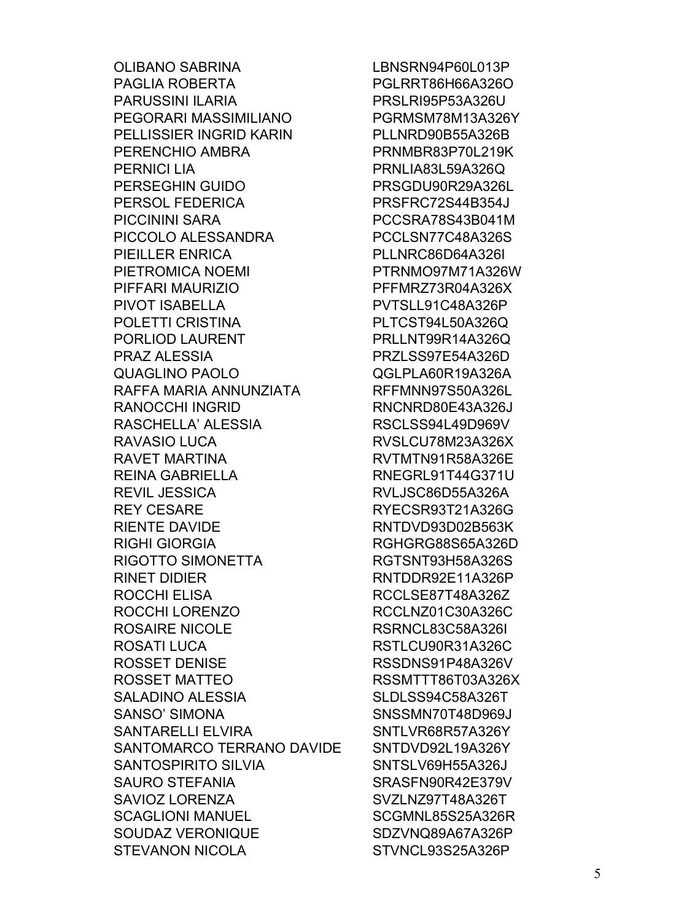| | |
|---|---|
| OLIBANO SABRINA | LBNSRN94P60L013P |
| PAGLIA ROBERTA | PGLRRT86H66A326O |
| PARUSSINI ILARIA | PRSLRI95P53A326U |
| PEGORARI MASSIMILIANO | PGRMSM78M13A326Y |
| PELLISSIER INGRID KARIN | PLLNRD90B55A326B |
| PERENCHIO AMBRA | PRNMBR83P70L219K |
| PERNICI LIA | PRNLIA83L59A326Q |
| PERSEGHIN GUIDO | PRSGDU90R29A326L |
| PERSOL FEDERICA | PRSFRC72S44B354J |
| PICCININI SARA | PCCSRA78S43B041M |
| PICCOLO ALESSANDRA | PCCLSN77C48A326S |
| PIEILLER ENRICA | PLLNRC86D64A326I |
| PIETROMICA NOEMI | PTRNMO97M71A326W |
| PIFFARI MAURIZIO | PFFMRZ73R04A326X |
| PIVOT ISABELLA | PVTSLL91C48A326P |
| POLETTI CRISTINA | PLTCST94L50A326Q |
| PORLIOD LAURENT | PRLLNT99R14A326Q |
| PRAZ ALESSIA | PRZLSS97E54A326D |
| QUAGLINO PAOLO | QGLPLA60R19A326A |
| RAFFA MARIA ANNUNZIATA | RFFMNN97S50A326L |
| RANOCCHI INGRID | RNCNRD80E43A326J |
| RASCHELLA’ ALESSIA | RSCLSS94L49D969V |
| RAVASIO LUCA | RVSLCU78M23A326X |
| RAVET MARTINA | RVTMTN91R58A326E |
| REINA GABRIELLA | RNEGRL91T44G371U |
| REVIL JESSICA | RVLJSC86D55A326A |
| REY CESARE | RYECSR93T21A326G |
| RIENTE DAVIDE | RNTDVD93D02B563K |
| RIGHI GIORGIA | RGHGRG88S65A326D |
| RIGOTTO SIMONETTA | RGTSNT93H58A326S |
| RINET DIDIER | RNTDDR92E11A326P |
| ROCCHI ELISA | RCCLSE87T48A326Z |
| ROCCHI LORENZO | RCCLNZ01C30A326C |
| ROSAIRE NICOLE | RSRNCL83C58A326I |
| ROSATI LUCA | RSTLCU90R31A326C |
| ROSSET DENISE | RSSDNS91P48A326V |
| ROSSET MATTEO | RSSMTT86T03A326X |
| SALADINO ALESSIA | SLDLSS94C58A326T |
| SANSO’ SIMONA | SNSSMN70T48D969J |
| SANTARELLI ELVIRA | SNTLVR68R57A326Y |
| SANTOMARCO TERRANO DAVIDE | SNTDVD92L19A326Y |
| SANTOSPIRITO SILVIA | SNTSLV69H55A326J |
| SAURO STEFANIA | SRASFN90R42E379V |
| SAVIOZ LORENZA | SVZLNZ97T48A326T |
| SCAGLIONI MANUEL | SCGMNL85S25A326R |
| SOUDAZ VERONIQUE | SDZVNQ89A67A326P |
| STEVANON NICOLA | STVNCL93S25A326P |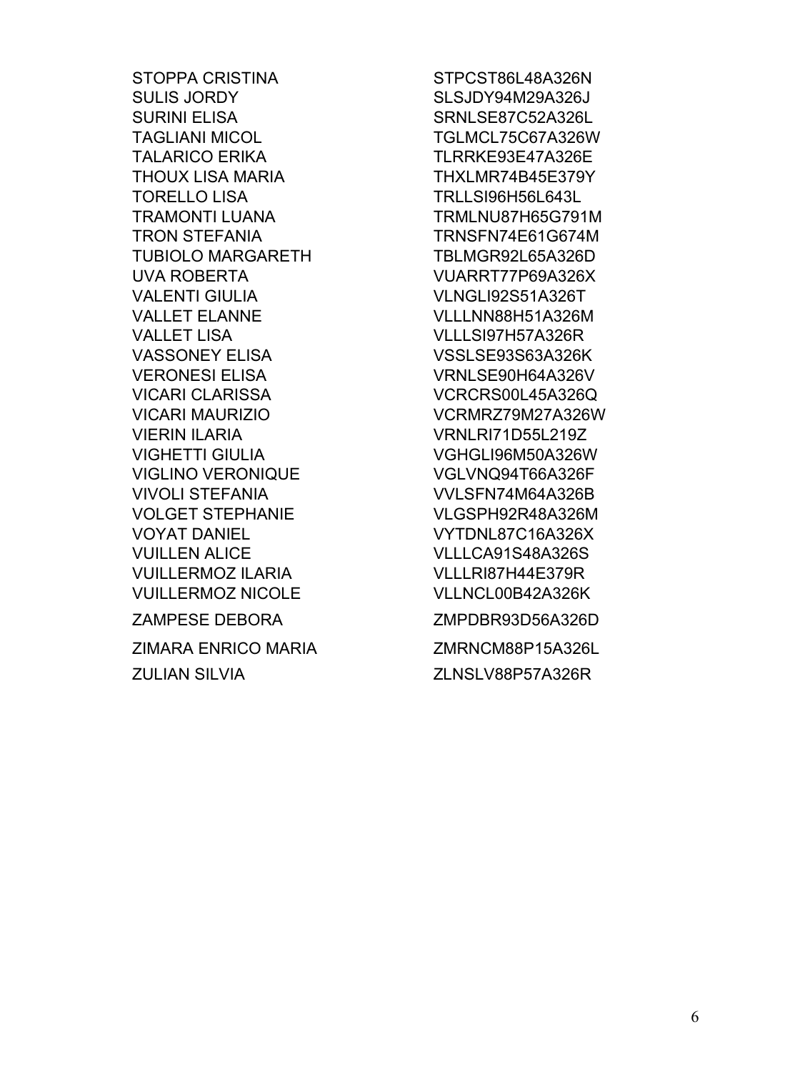| | |
|---|---|
| STOPPA CRISTINA | STPCST86L48A326N |
| SULIS JORDY | SLSJDY94M29A326J |
| SURINI ELISA | SRNLSE87C52A326L |
| TAGLIANI MICOL | TGLMCL75C67A326W |
| TALARICO ERIKA | TLRRKE93E47A326E |
| THOUX LISA MARIA | THXLMR74B45E379Y |
| TORELLO LISA | TRLLSI96H56L643L |
| TRAMONTI LUANA | TRMLNU87H65G791M |
| TRON STEFANIA | TRNSFN74E61G674M |
| TUBIOLO MARGARETH | TBLMGR92L65A326D |
| UVA ROBERTA | VUARRT77P69A326X |
| VALENTI GIULIA | VLNGLI92S51A326T |
| VALLET ELANNE | VLLLNN88H51A326M |
| VALLET LISA | VLLLSI97H57A326R |
| VASSONEY ELISA | VSSLSE93S63A326K |
| VERONESI ELISA | VRNLSE90H64A326V |
| VICARI CLARISSA | VCRCRS00L45A326Q |
| VICARI MAURIZIO | VCRMRZ79M27A326W |
| VIERIN ILARIA | VRNLRI71D55L219Z |
| VIGHETTI GIULIA | VGHGLI96M50A326W |
| VIGLINO VERONIQUE | VGLVNQ94T66A326F |
| VIVOLI STEFANIA | VVLSFN74M64A326B |
| VOLGET STEPHANIE | VLGSPH92R48A326M |
| VOYAT DANIEL | VYTDNL87C16A326X |
| VUILLEN ALICE | VLLLCA91S48A326S |
| VUILLERMOZ ILARIA | VLLLRI87H44E379R |
| VUILLERMOZ NICOLE | VLLNCL00B42A326K |
| ZAMPESE DEBORA | ZMPDBR93D56A326D |
| ZIMARA ENRICO MARIA | ZMRNCM88P15A326L |
| ZULIAN SILVIA | ZLNSLV88P57A326R |